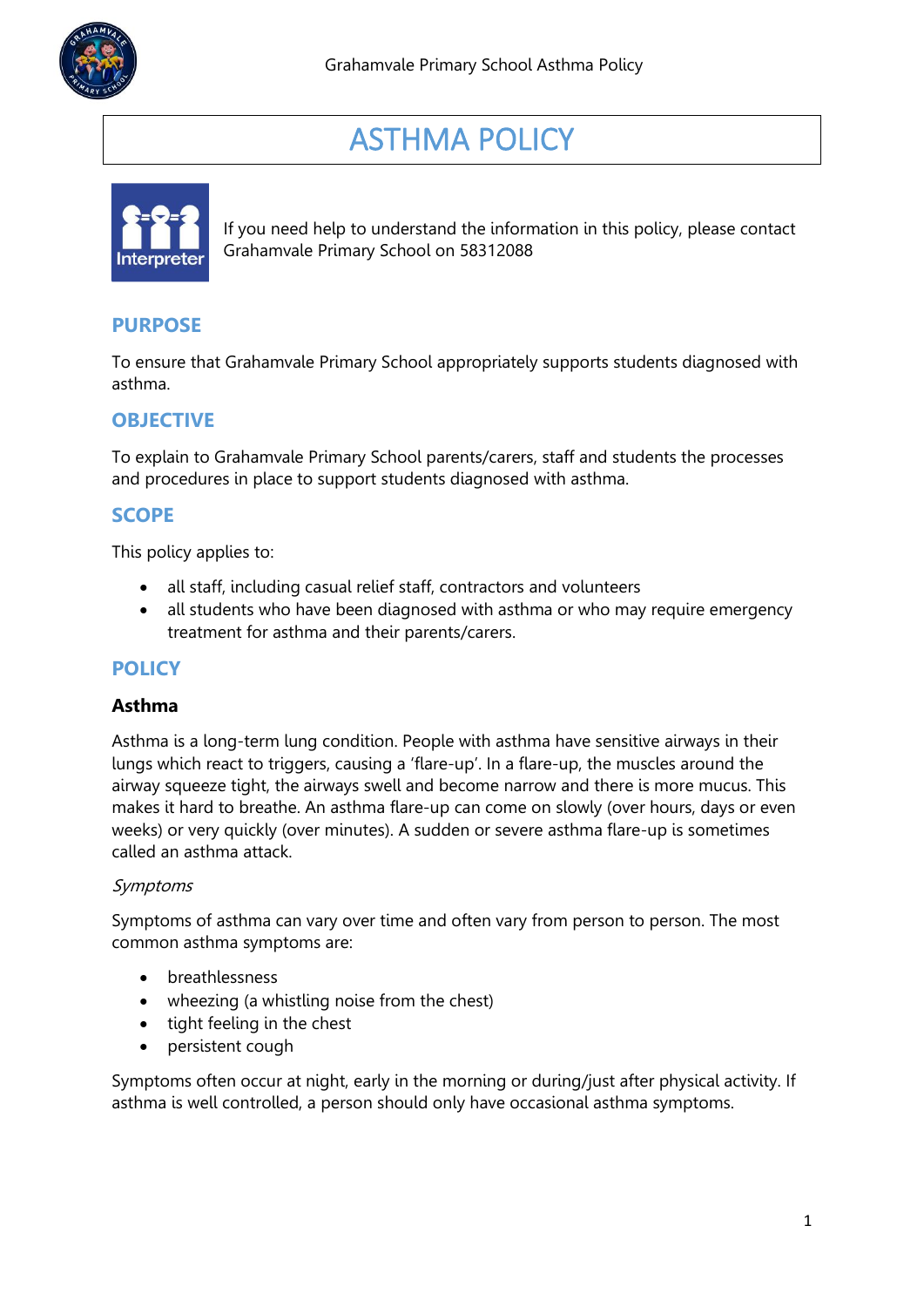# ASTHMA POLICY

If you need help to understand the information in this policy, please contact Grahamvale Primary School on 58312088

## PURPOSE

To ensure that Grahamvale Primary School appropriately supports students diagnosed with asthma.

## OBJECTIVE

To explain to Grahamvale Primary School parents/carers, staff and students the processes and procedures in place to support students diagnosed with asthma.

## SCOPE

This policy applies to:

- all staff, including casual relief staff, contractors and volunteers
- all students who have been diagnosed with asthma or who may require emergency treatment for asthma and their parents/carers.

## POLICY

### Asthma

Asthma is a long-term lung condition. People with asthma have sensitive airways in their lungs which react to triggers, causing a 'flare-up'. In a flare-up, the muscles around the airway squeeze tight, the airways swell and become narrow and there is more mucus. This makes it hard to breathe. An asthma flare-up can come on slowly (over hours, days or even weeks) or very quickly (over minutes). A sudden or severe asthma flare-up is sometimes called an asthma attack.

*Symptoms*

Symptoms of asthma can vary over time and often vary from person to person. The most common asthma symptoms are:

- breathlessness
- wheezing (a whistling noise from the chest)
- tight feeling in the chest
- persistent cough

Symptoms often occur at night, early in the morning or during/just after physical activity. If asthma is well controlled, a person should only have occasional asthma symptoms.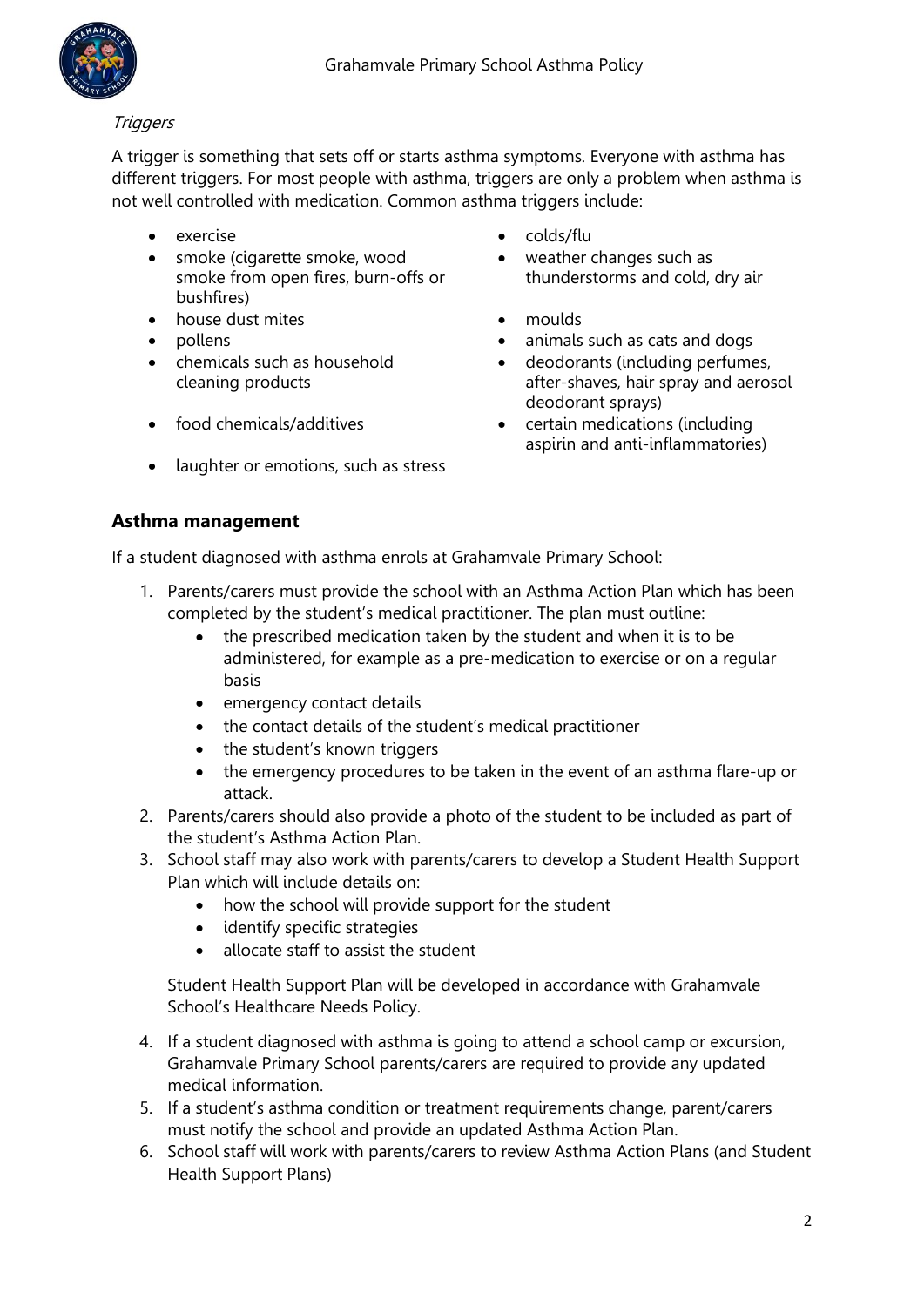*Triggers*

A trigger is something that sets off or starts asthma symptoms. Everyone with asthma has different triggers. For most people with asthma, triggers are only a problem when asthma is not well controlled with medication. Common asthma triggers include:

- exercise
- smoke (cigarette smoke, wood smoke from open fires, burn-offs or bushfires)
- house dust mites
- pollens
- chemicals such as household cleaning products
- food chemicals/additives
- laughter or emotions, such as stress
- colds/flu
- weather changes such as thunderstorms and cold, dry air
- moulds
- animals such as cats and dogs
- deodorants (including perfumes, after-shaves, hair spray and aerosol deodorant sprays)
- certain medications (including aspirin and anti-inflammatories)

## Asthma management

If a student diagnosed with asthma enrols at Grahamvale Primary School:

1. Parents/carers must provide the school with an Asthma Action Plan which has been completed by the student's medical practitioner. The plan must outline:
   - the prescribed medication taken by the student and when it is to be administered, for example as a pre-medication to exercise or on a regular basis
   - emergency contact details
   - the contact details of the student's medical practitioner
   - the student's known triggers
   - the emergency procedures to be taken in the event of an asthma flare-up or attack.
2. Parents/carers should also provide a photo of the student to be included as part of the student's Asthma Action Plan.
3. School staff may also work with parents/carers to develop a Student Health Support Plan which will include details on:
   - how the school will provide support for the student
   - identify specific strategies
   - allocate staff to assist the student

   Student Health Support Plan will be developed in accordance with Grahamvale School's Healthcare Needs Policy.
4. If a student diagnosed with asthma is going to attend a school camp or excursion, Grahamvale Primary School parents/carers are required to provide any updated medical information.
5. If a student's asthma condition or treatment requirements change, parent/carers must notify the school and provide an updated Asthma Action Plan.
6. School staff will work with parents/carers to review Asthma Action Plans (and Student Health Support Plans)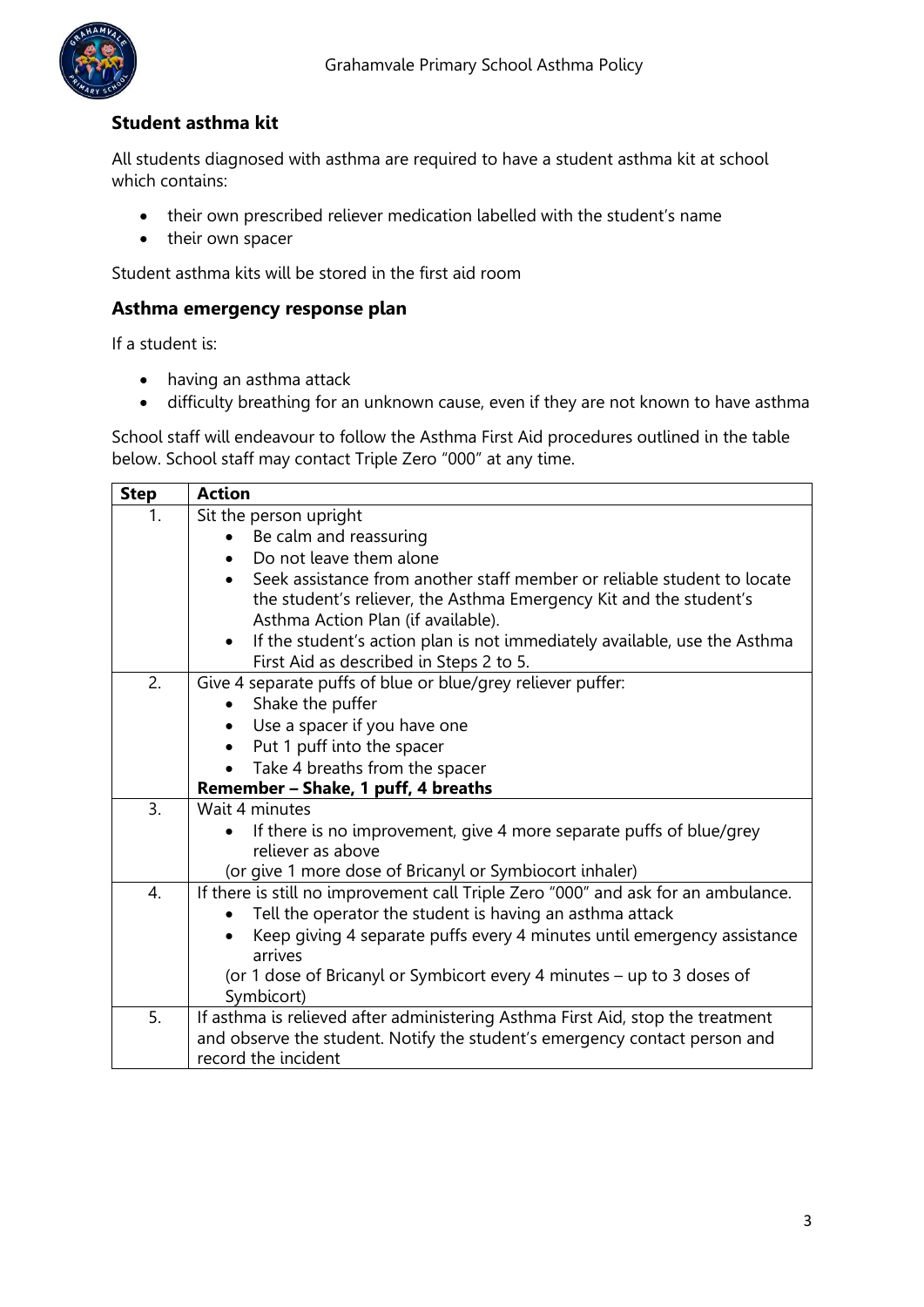## Student asthma kit

All students diagnosed with asthma are required to have a student asthma kit at school which contains:

- their own prescribed reliever medication labelled with the student's name
- their own spacer

Student asthma kits will be stored in the first aid room

## Asthma emergency response plan

If a student is:

- having an asthma attack
- difficulty breathing for an unknown cause, even if they are not known to have asthma

School staff will endeavour to follow the Asthma First Aid procedures outlined in the table below. School staff may contact Triple Zero "000" at any time.

| Step | Action |
|---|---|
| 1. | Sit the person upright<br>• Be calm and reassuring<br>• Do not leave them alone<br>• Seek assistance from another staff member or reliable student to locate the student's reliever, the Asthma Emergency Kit and the student's Asthma Action Plan (if available).<br>• If the student's action plan is not immediately available, use the Asthma First Aid as described in Steps 2 to 5. |
| 2. | Give 4 separate puffs of blue or blue/grey reliever puffer:<br>• Shake the puffer<br>• Use a spacer if you have one<br>• Put 1 puff into the spacer<br>• Take 4 breaths from the spacer<br>**Remember – Shake, 1 puff, 4 breaths** |
| 3. | Wait 4 minutes<br>• If there is no improvement, give 4 more separate puffs of blue/grey reliever as above<br>(or give 1 more dose of Bricanyl or Symbiocort inhaler) |
| 4. | If there is still no improvement call Triple Zero "000" and ask for an ambulance.<br>• Tell the operator the student is having an asthma attack<br>• Keep giving 4 separate puffs every 4 minutes until emergency assistance arrives<br>(or 1 dose of Bricanyl or Symbicort every 4 minutes – up to 3 doses of Symbicort) |
| 5. | If asthma is relieved after administering Asthma First Aid, stop the treatment and observe the student. Notify the student's emergency contact person and record the incident |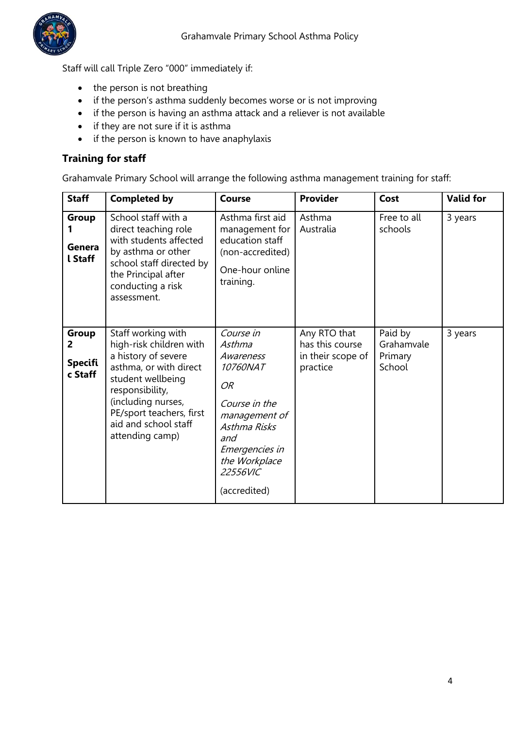Staff will call Triple Zero "000" immediately if:

- the person is not breathing
- if the person's asthma suddenly becomes worse or is not improving
- if the person is having an asthma attack and a reliever is not available
- if they are not sure if it is asthma
- if the person is known to have anaphylaxis

### Training for staff

Grahamvale Primary School will arrange the following asthma management training for staff:

| Staff | Completed by | Course | Provider | Cost | Valid for |
|---|---|---|---|---|---|
| **Group 1 General Staff** | School staff with a direct teaching role with students affected by asthma or other school staff directed by the Principal after conducting a risk assessment. | Asthma first aid management for education staff (non-accredited) One-hour online training. | Asthma Australia | Free to all schools | 3 years |
| **Group 2 Specific Staff** | Staff working with high-risk children with a history of severe asthma, or with direct student wellbeing responsibility, (including nurses, PE/sport teachers, first aid and school staff attending camp) | *Course in Asthma Awareness 10760NAT* *OR* *Course in the management of Asthma Risks and Emergencies in the Workplace 22556VIC* (accredited) | Any RTO that has this course in their scope of practice | Paid by Grahamvale Primary School | 3 years |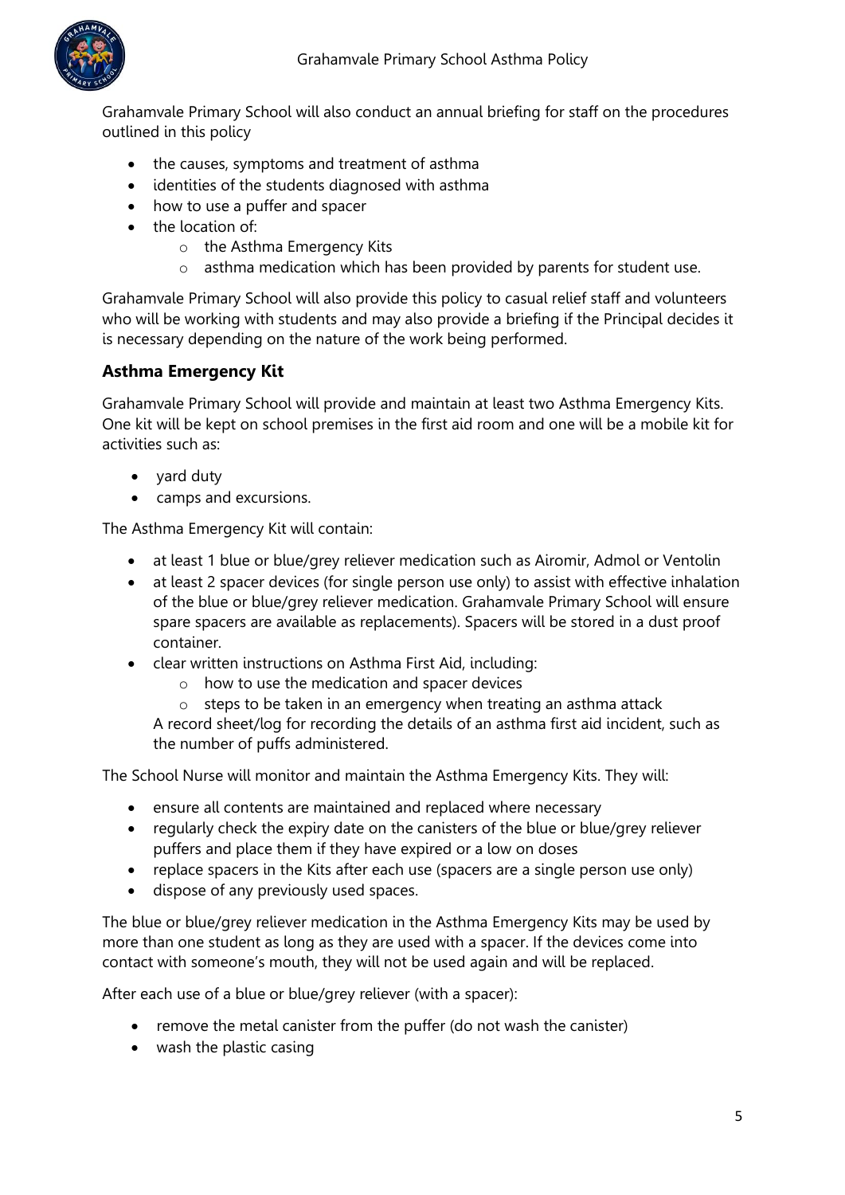Grahamvale Primary School will also conduct an annual briefing for staff on the procedures outlined in this policy

- the causes, symptoms and treatment of asthma
- identities of the students diagnosed with asthma
- how to use a puffer and spacer
- the location of:
  - the Asthma Emergency Kits
  - asthma medication which has been provided by parents for student use.

Grahamvale Primary School will also provide this policy to casual relief staff and volunteers who will be working with students and may also provide a briefing if the Principal decides it is necessary depending on the nature of the work being performed.

### Asthma Emergency Kit

Grahamvale Primary School will provide and maintain at least two Asthma Emergency Kits. One kit will be kept on school premises in the first aid room and one will be a mobile kit for activities such as:

- yard duty
- camps and excursions.

The Asthma Emergency Kit will contain:

- at least 1 blue or blue/grey reliever medication such as Airomir, Admol or Ventolin
- at least 2 spacer devices (for single person use only) to assist with effective inhalation of the blue or blue/grey reliever medication. Grahamvale Primary School will ensure spare spacers are available as replacements). Spacers will be stored in a dust proof container.
- clear written instructions on Asthma First Aid, including:
  - how to use the medication and spacer devices
  - steps to be taken in an emergency when treating an asthma attack

  A record sheet/log for recording the details of an asthma first aid incident, such as the number of puffs administered.

The School Nurse will monitor and maintain the Asthma Emergency Kits. They will:

- ensure all contents are maintained and replaced where necessary
- regularly check the expiry date on the canisters of the blue or blue/grey reliever puffers and place them if they have expired or a low on doses
- replace spacers in the Kits after each use (spacers are a single person use only)
- dispose of any previously used spaces.

The blue or blue/grey reliever medication in the Asthma Emergency Kits may be used by more than one student as long as they are used with a spacer. If the devices come into contact with someone's mouth, they will not be used again and will be replaced.

After each use of a blue or blue/grey reliever (with a spacer):

- remove the metal canister from the puffer (do not wash the canister)
- wash the plastic casing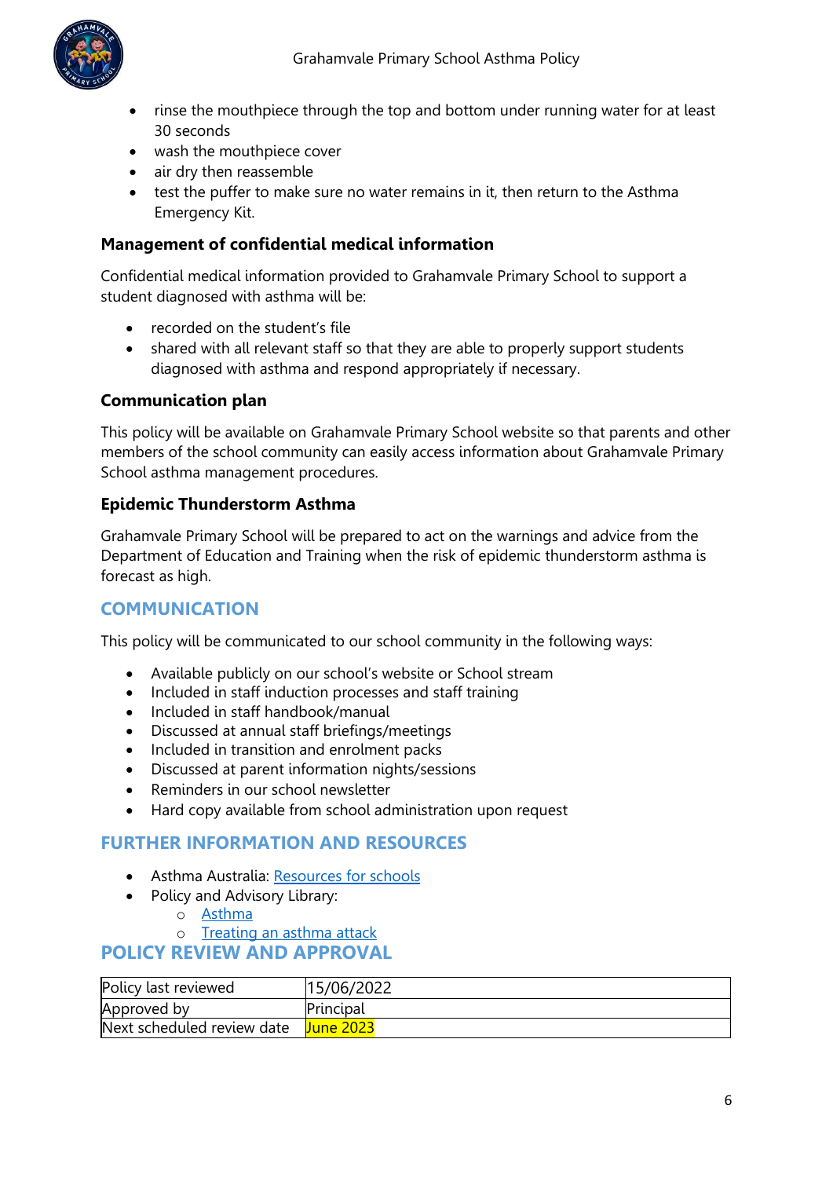- rinse the mouthpiece through the top and bottom under running water for at least 30 seconds
- wash the mouthpiece cover
- air dry then reassemble
- test the puffer to make sure no water remains in it, then return to the Asthma Emergency Kit.

### Management of confidential medical information

Confidential medical information provided to Grahamvale Primary School to support a student diagnosed with asthma will be:

- recorded on the student's file
- shared with all relevant staff so that they are able to properly support students diagnosed with asthma and respond appropriately if necessary.

### Communication plan

This policy will be available on Grahamvale Primary School website so that parents and other members of the school community can easily access information about Grahamvale Primary School asthma management procedures.

### Epidemic Thunderstorm Asthma

Grahamvale Primary School will be prepared to act on the warnings and advice from the Department of Education and Training when the risk of epidemic thunderstorm asthma is forecast as high.

## COMMUNICATION

This policy will be communicated to our school community in the following ways:

- Available publicly on our school's website or School stream
- Included in staff induction processes and staff training
- Included in staff handbook/manual
- Discussed at annual staff briefings/meetings
- Included in transition and enrolment packs
- Discussed at parent information nights/sessions
- Reminders in our school newsletter
- Hard copy available from school administration upon request

## FURTHER INFORMATION AND RESOURCES

- Asthma Australia: Resources for schools
- Policy and Advisory Library:
  - Asthma
  - Treating an asthma attack

## POLICY REVIEW AND APPROVAL

| | |
|---|---|
| Policy last reviewed | 15/06/2022 |
| Approved by | Principal |
| Next scheduled review date | June 2023 |